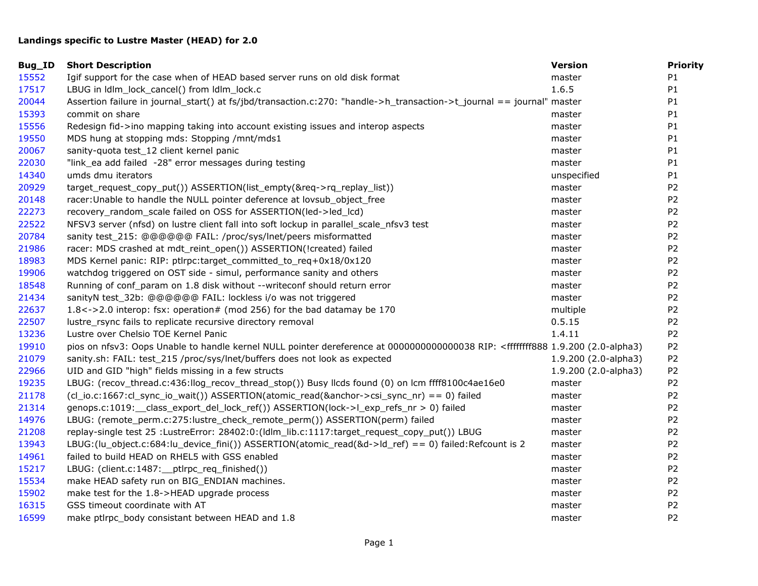**Landings specific to Lustre Master (HEAD) for 2.0**

| Bug_ID | Short Description | Version | Priority |
|---|---|---|---|
| 15552 | Igif support for the case when of HEAD based server runs on old disk format | master | P1 |
| 17517 | LBUG in ldlm_lock_cancel() from ldlm_lock.c | 1.6.5 | P1 |
| 20044 | Assertion failure in journal_start() at fs/jbd/transaction.c:270: "handle->h_transaction->t_journal == journal" | master | P1 |
| 15393 | commit on share | master | P1 |
| 15556 | Redesign fid->ino mapping taking into account existing issues and interop aspects | master | P1 |
| 19550 | MDS hung at stopping mds: Stopping /mnt/mds1 | master | P1 |
| 20067 | sanity-quota test_12 client kernel panic | master | P1 |
| 22030 | "link_ea add failed  -28" error messages during testing | master | P1 |
| 14340 | umds dmu iterators | unspecified | P1 |
| 20929 | target_request_copy_put()) ASSERTION(list_empty(&req->rq_replay_list)) | master | P2 |
| 20148 | racer:Unable to handle the NULL pointer deference at lovsub_object_free | master | P2 |
| 22273 | recovery_random_scale failed on OSS for ASSERTION(led->led_lcd) | master | P2 |
| 22522 | NFSV3 server (nfsd) on lustre client fall into soft lockup in parallel_scale_nfsv3 test | master | P2 |
| 20784 | sanity test_215: @@@@@@ FAIL: /proc/sys/lnet/peers misformatted | master | P2 |
| 21986 | racer: MDS crashed at mdt_reint_open()) ASSERTION(!created) failed | master | P2 |
| 18983 | MDS Kernel panic: RIP: ptlrpc:target_committed_to_req+0x18/0x120 | master | P2 |
| 19906 | watchdog triggered on OST side - simul, performance sanity and others | master | P2 |
| 18548 | Running of conf_param on 1.8 disk without --writeconf should return error | master | P2 |
| 21434 | sanityN test_32b: @@@@@@ FAIL: lockless i/o was not triggered | master | P2 |
| 22637 | 1.8<->2.0 interop: fsx: operation# (mod 256) for the bad datamay be 170 | multiple | P2 |
| 22507 | lustre_rsync fails to replicate recursive directory removal | 0.5.15 | P2 |
| 13236 | Lustre over Chelsio TOE Kernel Panic | 1.4.11 | P2 |
| 19910 | pios on nfsv3: Oops Unable to handle kernel NULL pointer dereference at 0000000000000038 RIP: <ffffffff888 | 1.9.200 (2.0-alpha3) | P2 |
| 21079 | sanity.sh: FAIL: test_215 /proc/sys/lnet/buffers does not look as expected | 1.9.200 (2.0-alpha3) | P2 |
| 22966 | UID and GID "high" fields missing in a few structs | 1.9.200 (2.0-alpha3) | P2 |
| 19235 | LBUG: (recov_thread.c:436:llog_recov_thread_stop()) Busy llcds found (0) on lcm ffff8100c4ae16e0 | master | P2 |
| 21178 | (cl_io.c:1667:cl_sync_io_wait()) ASSERTION(atomic_read(&anchor->csi_sync_nr) == 0) failed | master | P2 |
| 21314 | genops.c:1019:__class_export_del_lock_ref()) ASSERTION(lock->l_exp_refs_nr > 0) failed | master | P2 |
| 14976 | LBUG: (remote_perm.c:275:lustre_check_remote_perm()) ASSERTION(perm) failed | master | P2 |
| 21208 | replay-single test 25 :LustreError: 28402:0:(ldlm_lib.c:1117:target_request_copy_put()) LBUG | master | P2 |
| 13943 | LBUG:(lu_object.c:684:lu_device_fini()) ASSERTION(atomic_read(&d->ld_ref) == 0) failed:Refcount is 2 | master | P2 |
| 14961 | failed to build HEAD on RHEL5 with GSS enabled | master | P2 |
| 15217 | LBUG: (client.c:1487:__ptlrpc_req_finished()) | master | P2 |
| 15534 | make HEAD safety run on BIG_ENDIAN machines. | master | P2 |
| 15902 | make test for the 1.8->HEAD upgrade process | master | P2 |
| 16315 | GSS timeout coordinate with AT | master | P2 |
| 16599 | make ptlrpc_body consistant between HEAD and 1.8 | master | P2 |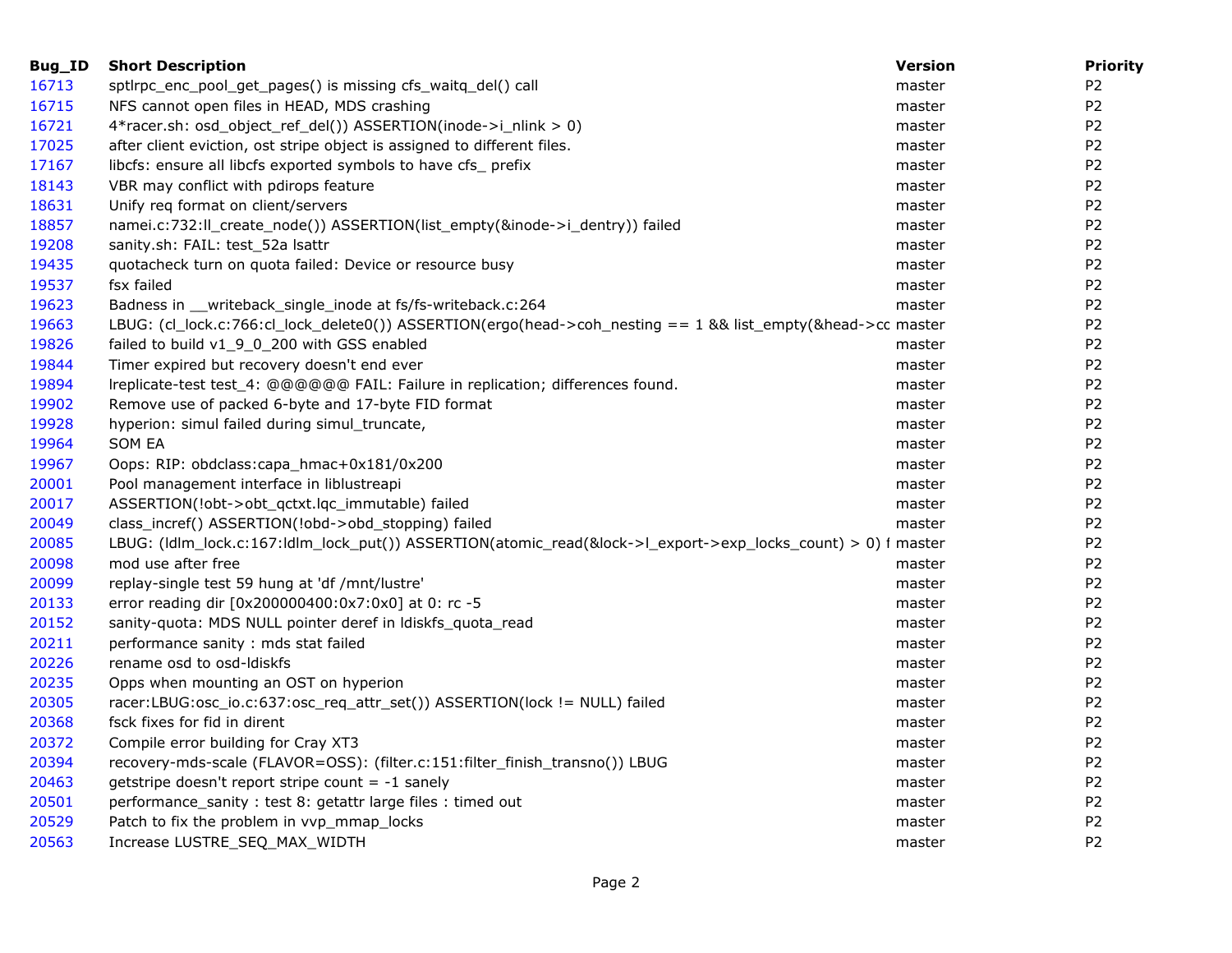| Bug_ID | Short Description | Version | Priority |
|---|---|---|---|
| 16713 | sptlrpc_enc_pool_get_pages() is missing cfs_waitq_del() call | master | P2 |
| 16715 | NFS cannot open files in HEAD, MDS crashing | master | P2 |
| 16721 | 4*racer.sh: osd_object_ref_del()) ASSERTION(inode->i_nlink > 0) | master | P2 |
| 17025 | after client eviction, ost stripe object is assigned to different files. | master | P2 |
| 17167 | libcfs: ensure all libcfs exported symbols to have cfs_ prefix | master | P2 |
| 18143 | VBR may conflict with pdirops feature | master | P2 |
| 18631 | Unify req format on client/servers | master | P2 |
| 18857 | namei.c:732:ll_create_node()) ASSERTION(list_empty(&inode->i_dentry)) failed | master | P2 |
| 19208 | sanity.sh: FAIL: test_52a lsattr | master | P2 |
| 19435 | quotacheck turn on quota failed: Device or resource busy | master | P2 |
| 19537 | fsx failed | master | P2 |
| 19623 | Badness in __writeback_single_inode at fs/fs-writeback.c:264 | master | P2 |
| 19663 | LBUG: (cl_lock.c:766:cl_lock_delete0()) ASSERTION(ergo(head->coh_nesting == 1 && list_empty(&head->cc | master | P2 |
| 19826 | failed to build v1_9_0_200 with GSS enabled | master | P2 |
| 19844 | Timer expired but recovery doesn't end ever | master | P2 |
| 19894 | lreplicate-test test_4: @@@@@@ FAIL: Failure in replication; differences found. | master | P2 |
| 19902 | Remove use of packed 6-byte and 17-byte FID format | master | P2 |
| 19928 | hyperion: simul failed during simul_truncate, | master | P2 |
| 19964 | SOM EA | master | P2 |
| 19967 | Oops: RIP: obdclass:capa_hmac+0x181/0x200 | master | P2 |
| 20001 | Pool management interface in liblustreapi | master | P2 |
| 20017 | ASSERTION(!obt->obt_qctxt.lqc_immutable) failed | master | P2 |
| 20049 | class_incref() ASSERTION(!obd->obd_stopping) failed | master | P2 |
| 20085 | LBUG: (ldlm_lock.c:167:ldlm_lock_put()) ASSERTION(atomic_read(&lock->l_export->exp_locks_count) > 0) f | master | P2 |
| 20098 | mod use after free | master | P2 |
| 20099 | replay-single test 59 hung at 'df /mnt/lustre' | master | P2 |
| 20133 | error reading dir [0x200000400:0x7:0x0] at 0: rc -5 | master | P2 |
| 20152 | sanity-quota: MDS NULL pointer deref in ldiskfs_quota_read | master | P2 |
| 20211 | performance sanity : mds stat failed | master | P2 |
| 20226 | rename osd to osd-ldiskfs | master | P2 |
| 20235 | Opps when mounting an OST on hyperion | master | P2 |
| 20305 | racer:LBUG:osc_io.c:637:osc_req_attr_set()) ASSERTION(lock != NULL) failed | master | P2 |
| 20368 | fsck fixes for fid in dirent | master | P2 |
| 20372 | Compile error building for Cray XT3 | master | P2 |
| 20394 | recovery-mds-scale (FLAVOR=OSS): (filter.c:151:filter_finish_transno()) LBUG | master | P2 |
| 20463 | getstripe doesn't report stripe count = -1 sanely | master | P2 |
| 20501 | performance_sanity : test 8: getattr large files : timed out | master | P2 |
| 20529 | Patch to fix the problem in vvp_mmap_locks | master | P2 |
| 20563 | Increase LUSTRE_SEQ_MAX_WIDTH | master | P2 |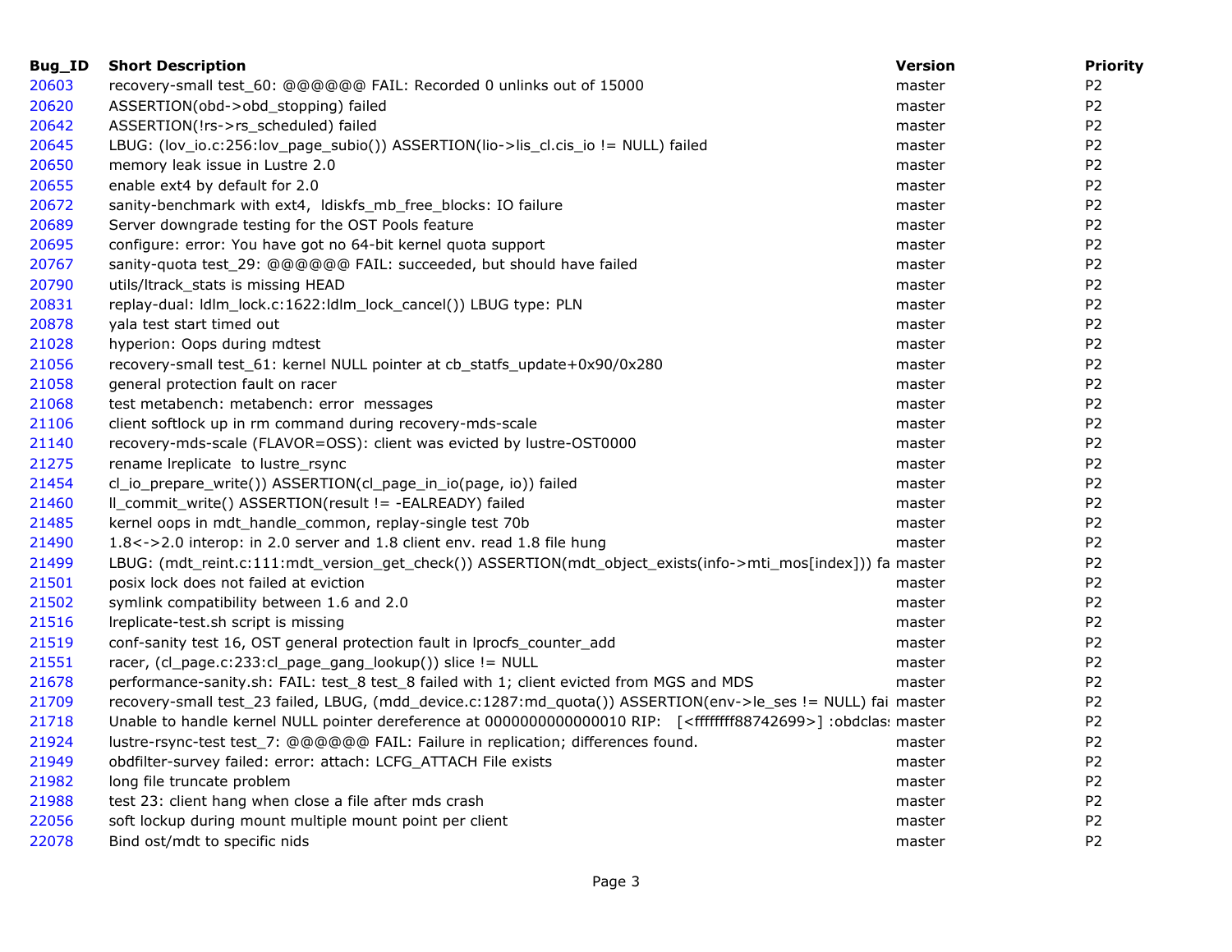| Bug_ID | Short Description | Version | Priority |
| --- | --- | --- | --- |
| 20603 | recovery-small test_60: @@@@@@ FAIL: Recorded 0 unlinks out of 15000 | master | P2 |
| 20620 | ASSERTION(obd->obd_stopping) failed | master | P2 |
| 20642 | ASSERTION(!rs->rs_scheduled) failed | master | P2 |
| 20645 | LBUG: (lov_io.c:256:lov_page_subio()) ASSERTION(lio->lis_cl.cis_io != NULL) failed | master | P2 |
| 20650 | memory leak issue in Lustre 2.0 | master | P2 |
| 20655 | enable ext4 by default for 2.0 | master | P2 |
| 20672 | sanity-benchmark with ext4,  ldiskfs_mb_free_blocks: IO failure | master | P2 |
| 20689 | Server downgrade testing for the OST Pools feature | master | P2 |
| 20695 | configure: error: You have got no 64-bit kernel quota support | master | P2 |
| 20767 | sanity-quota test_29: @@@@@@ FAIL: succeeded, but should have failed | master | P2 |
| 20790 | utils/ltrack_stats is missing HEAD | master | P2 |
| 20831 | replay-dual: ldlm_lock.c:1622:ldlm_lock_cancel()) LBUG type: PLN | master | P2 |
| 20878 | yala test start timed out | master | P2 |
| 21028 | hyperion: Oops during mdtest | master | P2 |
| 21056 | recovery-small test_61: kernel NULL pointer at cb_statfs_update+0x90/0x280 | master | P2 |
| 21058 | general protection fault on racer | master | P2 |
| 21068 | test metabench: metabench: error  messages | master | P2 |
| 21106 | client softlock up in rm command during recovery-mds-scale | master | P2 |
| 21140 | recovery-mds-scale (FLAVOR=OSS): client was evicted by lustre-OST0000 | master | P2 |
| 21275 | rename lreplicate  to lustre_rsync | master | P2 |
| 21454 | cl_io_prepare_write()) ASSERTION(cl_page_in_io(page, io)) failed | master | P2 |
| 21460 | ll_commit_write() ASSERTION(result != -EALREADY) failed | master | P2 |
| 21485 | kernel oops in mdt_handle_common, replay-single test 70b | master | P2 |
| 21490 | 1.8<->2.0 interop: in 2.0 server and 1.8 client env. read 1.8 file hung | master | P2 |
| 21499 | LBUG: (mdt_reint.c:111:mdt_version_get_check()) ASSERTION(mdt_object_exists(info->mti_mos[index])) fa | master | P2 |
| 21501 | posix lock does not failed at eviction | master | P2 |
| 21502 | symlink compatibility between 1.6 and 2.0 | master | P2 |
| 21516 | lreplicate-test.sh script is missing | master | P2 |
| 21519 | conf-sanity test 16, OST general protection fault in lprocfs_counter_add | master | P2 |
| 21551 | racer, (cl_page.c:233:cl_page_gang_lookup()) slice != NULL | master | P2 |
| 21678 | performance-sanity.sh: FAIL: test_8 test_8 failed with 1; client evicted from MGS and MDS | master | P2 |
| 21709 | recovery-small test_23 failed, LBUG, (mdd_device.c:1287:md_quota()) ASSERTION(env->le_ses != NULL) fai | master | P2 |
| 21718 | Unable to handle kernel NULL pointer dereference at 0000000000000010 RIP:   [<ffffffff88742699>] :obdclas | master | P2 |
| 21924 | lustre-rsync-test test_7: @@@@@@ FAIL: Failure in replication; differences found. | master | P2 |
| 21949 | obdfilter-survey failed: error: attach: LCFG_ATTACH File exists | master | P2 |
| 21982 | long file truncate problem | master | P2 |
| 21988 | test 23: client hang when close a file after mds crash | master | P2 |
| 22056 | soft lockup during mount multiple mount point per client | master | P2 |
| 22078 | Bind ost/mdt to specific nids | master | P2 |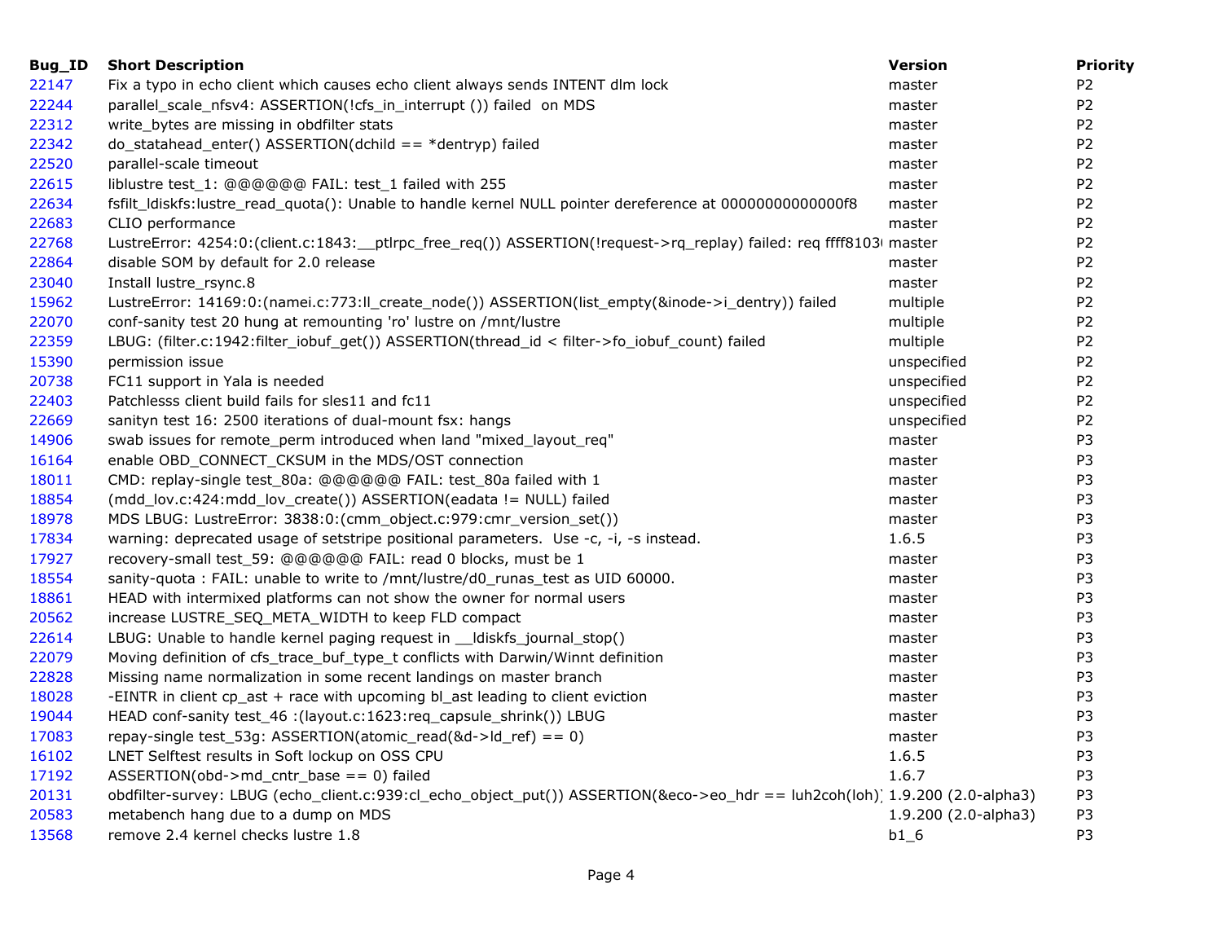| Bug_ID | Short Description | Version | Priority |
|---|---|---|---|
| 22147 | Fix a typo in echo client which causes echo client always sends INTENT dlm lock | master | P2 |
| 22244 | parallel_scale_nfsv4: ASSERTION(!cfs_in_interrupt ()) failed on MDS | master | P2 |
| 22312 | write_bytes are missing in obdfilter stats | master | P2 |
| 22342 | do_statahead_enter() ASSERTION(dchild == *dentryp) failed | master | P2 |
| 22520 | parallel-scale timeout | master | P2 |
| 22615 | liblustre test_1: @@@@@@ FAIL: test_1 failed with 255 | master | P2 |
| 22634 | fsfilt_ldiskfs:lustre_read_quota(): Unable to handle kernel NULL pointer dereference at 00000000000000f8 | master | P2 |
| 22683 | CLIO performance | master | P2 |
| 22768 | LustreError: 4254:0:(client.c:1843:__ptlrpc_free_req()) ASSERTION(!request->rq_replay) failed: req ffff8103 | master | P2 |
| 22864 | disable SOM by default for 2.0 release | master | P2 |
| 23040 | Install lustre_rsync.8 | master | P2 |
| 15962 | LustreError: 14169:0:(namei.c:773:ll_create_node()) ASSERTION(list_empty(&inode->i_dentry)) failed | multiple | P2 |
| 22070 | conf-sanity test 20 hung at remounting 'ro' lustre on /mnt/lustre | multiple | P2 |
| 22359 | LBUG: (filter.c:1942:filter_iobuf_get()) ASSERTION(thread_id < filter->fo_iobuf_count) failed | multiple | P2 |
| 15390 | permission issue | unspecified | P2 |
| 20738 | FC11 support in Yala is needed | unspecified | P2 |
| 22403 | Patchlesss client build fails for sles11 and fc11 | unspecified | P2 |
| 22669 | sanityn test 16: 2500 iterations of dual-mount fsx: hangs | unspecified | P2 |
| 14906 | swab issues for remote_perm introduced when land "mixed_layout_req" | master | P3 |
| 16164 | enable OBD_CONNECT_CKSUM in the MDS/OST connection | master | P3 |
| 18011 | CMD: replay-single test_80a: @@@@@@ FAIL: test_80a failed with 1 | master | P3 |
| 18854 | (mdd_lov.c:424:mdd_lov_create()) ASSERTION(eadata != NULL) failed | master | P3 |
| 18978 | MDS LBUG: LustreError: 3838:0:(cmm_object.c:979:cmr_version_set()) | master | P3 |
| 17834 | warning: deprecated usage of setstripe positional parameters. Use -c, -i, -s instead. | 1.6.5 | P3 |
| 17927 | recovery-small test_59: @@@@@@ FAIL: read 0 blocks, must be 1 | master | P3 |
| 18554 | sanity-quota : FAIL: unable to write to /mnt/lustre/d0_runas_test as UID 60000. | master | P3 |
| 18861 | HEAD with intermixed platforms can not show the owner for normal users | master | P3 |
| 20562 | increase LUSTRE_SEQ_META_WIDTH to keep FLD compact | master | P3 |
| 22614 | LBUG: Unable to handle kernel paging request in __ldiskfs_journal_stop() | master | P3 |
| 22079 | Moving definition of cfs_trace_buf_type_t conflicts with Darwin/Winnt definition | master | P3 |
| 22828 | Missing name normalization in some recent landings on master branch | master | P3 |
| 18028 | -EINTR in client cp_ast + race with upcoming bl_ast leading to client eviction | master | P3 |
| 19044 | HEAD conf-sanity test_46 :(layout.c:1623:req_capsule_shrink()) LBUG | master | P3 |
| 17083 | repay-single test_53g: ASSERTION(atomic_read(&d->ld_ref) == 0) | master | P3 |
| 16102 | LNET Selftest results in Soft lockup on OSS CPU | 1.6.5 | P3 |
| 17192 | ASSERTION(obd->md_cntr_base == 0) failed | 1.6.7 | P3 |
| 20131 | obdfilter-survey: LBUG (echo_client.c:939:cl_echo_object_put()) ASSERTION(&eco->eo_hdr == luh2coh(loh)) | 1.9.200 (2.0-alpha3) | P3 |
| 20583 | metabench hang due to a dump on MDS | 1.9.200 (2.0-alpha3) | P3 |
| 13568 | remove 2.4 kernel checks lustre 1.8 | b1_6 | P3 |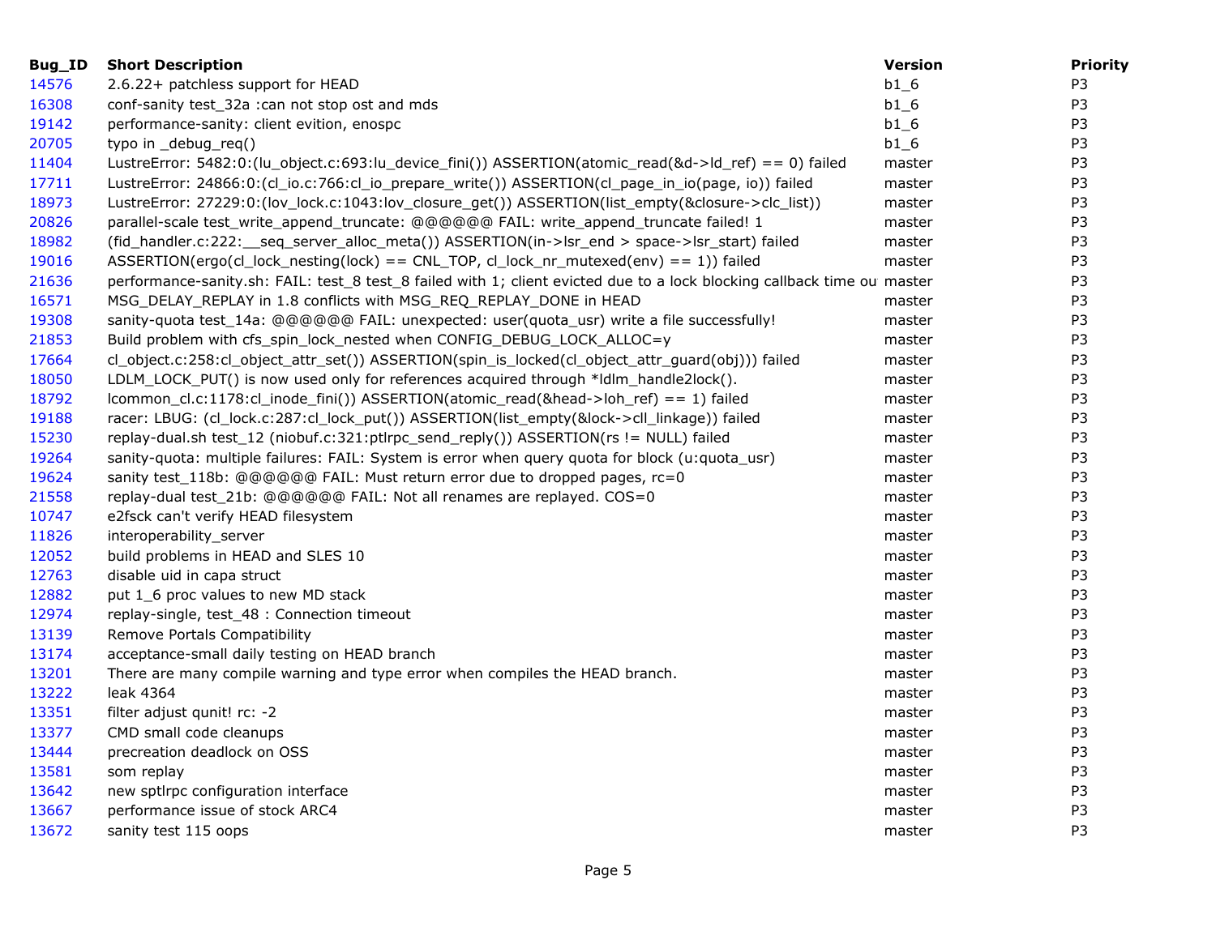| Bug_ID | Short Description | Version | Priority |
| --- | --- | --- | --- |
| 14576 | 2.6.22+ patchless support for HEAD | b1_6 | P3 |
| 16308 | conf-sanity test_32a :can not stop ost and mds | b1_6 | P3 |
| 19142 | performance-sanity: client evition, enospc | b1_6 | P3 |
| 20705 | typo in _debug_req() | b1_6 | P3 |
| 11404 | LustreError: 5482:0:(lu_object.c:693:lu_device_fini()) ASSERTION(atomic_read(&d->ld_ref) == 0) failed | master | P3 |
| 17711 | LustreError: 24866:0:(cl_io.c:766:cl_io_prepare_write()) ASSERTION(cl_page_in_io(page, io)) failed | master | P3 |
| 18973 | LustreError: 27229:0:(lov_lock.c:1043:lov_closure_get()) ASSERTION(list_empty(&closure->clc_list)) | master | P3 |
| 20826 | parallel-scale test_write_append_truncate: @@@@@@ FAIL: write_append_truncate failed! 1 | master | P3 |
| 18982 | (fid_handler.c:222:__seq_server_alloc_meta()) ASSERTION(in->lsr_end > space->lsr_start) failed | master | P3 |
| 19016 | ASSERTION(ergo(cl_lock_nesting(lock) == CNL_TOP, cl_lock_nr_mutexed(env) == 1)) failed | master | P3 |
| 21636 | performance-sanity.sh: FAIL: test_8 test_8 failed with 1; client evicted due to a lock blocking callback time ou | master | P3 |
| 16571 | MSG_DELAY_REPLAY in 1.8 conflicts with MSG_REQ_REPLAY_DONE in HEAD | master | P3 |
| 19308 | sanity-quota test_14a: @@@@@@ FAIL: unexpected: user(quota_usr) write a file successfully! | master | P3 |
| 21853 | Build problem with cfs_spin_lock_nested when CONFIG_DEBUG_LOCK_ALLOC=y | master | P3 |
| 17664 | cl_object.c:258:cl_object_attr_set()) ASSERTION(spin_is_locked(cl_object_attr_guard(obj))) failed | master | P3 |
| 18050 | LDLM_LOCK_PUT() is now used only for references acquired through *ldlm_handle2lock(). | master | P3 |
| 18792 | lcommon_cl.c:1178:cl_inode_fini()) ASSERTION(atomic_read(&head->loh_ref) == 1) failed | master | P3 |
| 19188 | racer: LBUG: (cl_lock.c:287:cl_lock_put()) ASSERTION(list_empty(&lock->cll_linkage)) failed | master | P3 |
| 15230 | replay-dual.sh test_12 (niobuf.c:321:ptlrpc_send_reply()) ASSERTION(rs != NULL) failed | master | P3 |
| 19264 | sanity-quota: multiple failures: FAIL: System is error when query quota for block (u:quota_usr) | master | P3 |
| 19624 | sanity test_118b: @@@@@@ FAIL: Must return error due to dropped pages, rc=0 | master | P3 |
| 21558 | replay-dual test_21b: @@@@@@ FAIL: Not all renames are replayed. COS=0 | master | P3 |
| 10747 | e2fsck can't verify HEAD filesystem | master | P3 |
| 11826 | interoperability_server | master | P3 |
| 12052 | build problems in HEAD and SLES 10 | master | P3 |
| 12763 | disable uid in capa struct | master | P3 |
| 12882 | put 1_6 proc values to new MD stack | master | P3 |
| 12974 | replay-single, test_48 : Connection timeout | master | P3 |
| 13139 | Remove Portals Compatibility | master | P3 |
| 13174 | acceptance-small daily testing on HEAD branch | master | P3 |
| 13201 | There are many compile warning and type error when compiles the HEAD branch. | master | P3 |
| 13222 | leak 4364 | master | P3 |
| 13351 | filter adjust qunit! rc: -2 | master | P3 |
| 13377 | CMD small code cleanups | master | P3 |
| 13444 | precreation deadlock on OSS | master | P3 |
| 13581 | som replay | master | P3 |
| 13642 | new sptlrpc configuration interface | master | P3 |
| 13667 | performance issue of stock ARC4 | master | P3 |
| 13672 | sanity test 115 oops | master | P3 |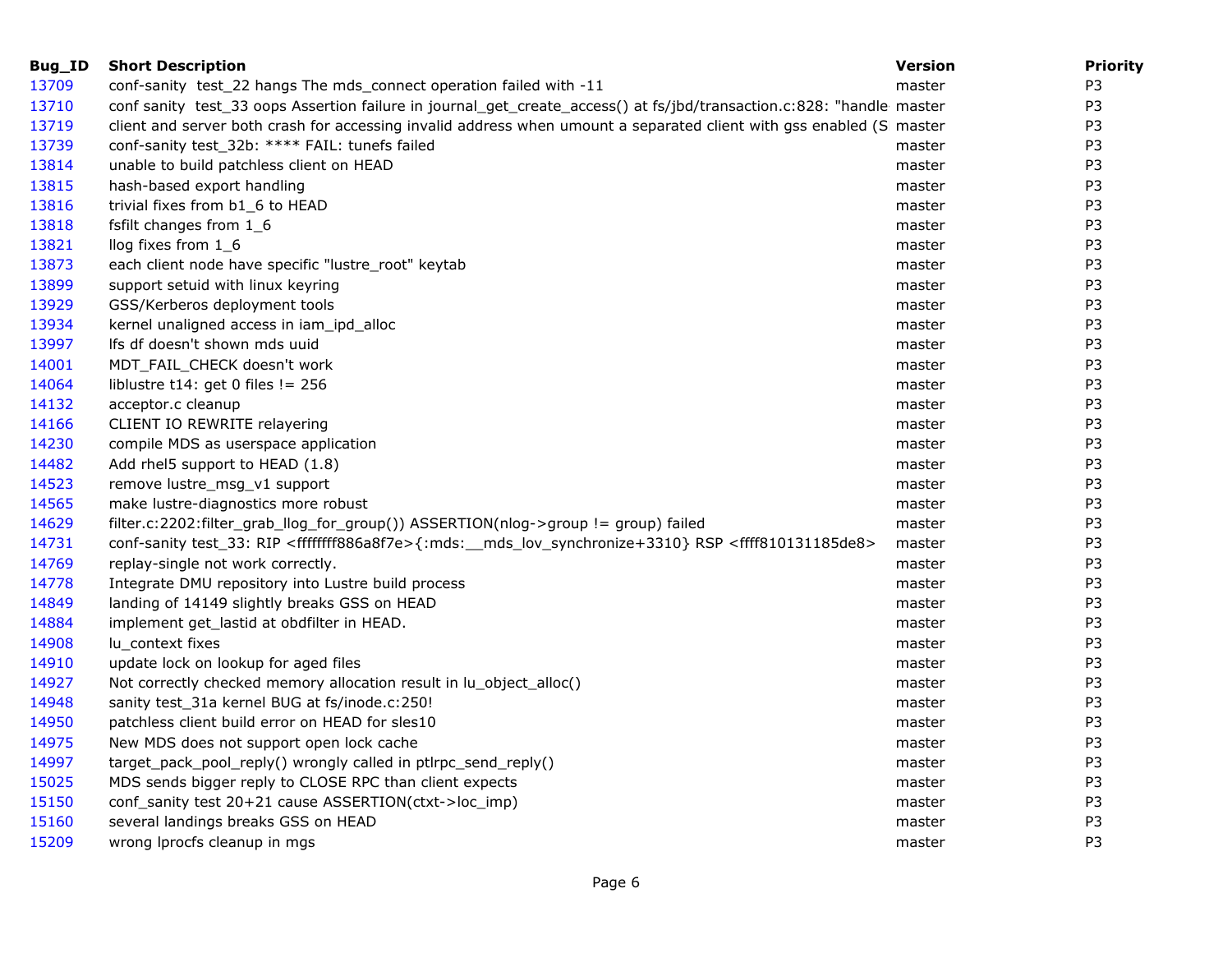| Bug_ID | Short Description | Version | Priority |
|---|---|---|---|
| 13709 | conf-sanity  test_22 hangs The mds_connect operation failed with -11 | master | P3 |
| 13710 | conf sanity  test_33 oops Assertion failure in journal_get_create_access() at fs/jbd/transaction.c:828: "handle | master | P3 |
| 13719 | client and server both crash for accessing invalid address when umount a separated client with gss enabled (S | master | P3 |
| 13739 | conf-sanity test_32b: **** FAIL: tunefs failed | master | P3 |
| 13814 | unable to build patchless client on HEAD | master | P3 |
| 13815 | hash-based export handling | master | P3 |
| 13816 | trivial fixes from b1_6 to HEAD | master | P3 |
| 13818 | fsfilt changes from 1_6 | master | P3 |
| 13821 | llog fixes from 1_6 | master | P3 |
| 13873 | each client node have specific "lustre_root" keytab | master | P3 |
| 13899 | support setuid with linux keyring | master | P3 |
| 13929 | GSS/Kerberos deployment tools | master | P3 |
| 13934 | kernel unaligned access in iam_ipd_alloc | master | P3 |
| 13997 | lfs df doesn't shown mds uuid | master | P3 |
| 14001 | MDT_FAIL_CHECK doesn't work | master | P3 |
| 14064 | liblustre t14: get 0 files != 256 | master | P3 |
| 14132 | acceptor.c cleanup | master | P3 |
| 14166 | CLIENT IO REWRITE relayering | master | P3 |
| 14230 | compile MDS as userspace application | master | P3 |
| 14482 | Add rhel5 support to HEAD (1.8) | master | P3 |
| 14523 | remove lustre_msg_v1 support | master | P3 |
| 14565 | make lustre-diagnostics more robust | master | P3 |
| 14629 | filter.c:2202:filter_grab_llog_for_group()) ASSERTION(nlog->group != group) failed | master | P3 |
| 14731 | conf-sanity test_33: RIP <ffffffff886a8f7e>{:mds:__mds_lov_synchronize+3310} RSP <ffff810131185de8> | master | P3 |
| 14769 | replay-single not work correctly. | master | P3 |
| 14778 | Integrate DMU repository into Lustre build process | master | P3 |
| 14849 | landing of 14149 slightly breaks GSS on HEAD | master | P3 |
| 14884 | implement get_lastid at obdfilter in HEAD. | master | P3 |
| 14908 | lu_context fixes | master | P3 |
| 14910 | update lock on lookup for aged files | master | P3 |
| 14927 | Not correctly checked memory allocation result in lu_object_alloc() | master | P3 |
| 14948 | sanity test_31a kernel BUG at fs/inode.c:250! | master | P3 |
| 14950 | patchless client build error on HEAD for sles10 | master | P3 |
| 14975 | New MDS does not support open lock cache | master | P3 |
| 14997 | target_pack_pool_reply() wrongly called in ptlrpc_send_reply() | master | P3 |
| 15025 | MDS sends bigger reply to CLOSE RPC than client expects | master | P3 |
| 15150 | conf_sanity test 20+21 cause ASSERTION(ctxt->loc_imp) | master | P3 |
| 15160 | several landings breaks GSS on HEAD | master | P3 |
| 15209 | wrong lprocfs cleanup in mgs | master | P3 |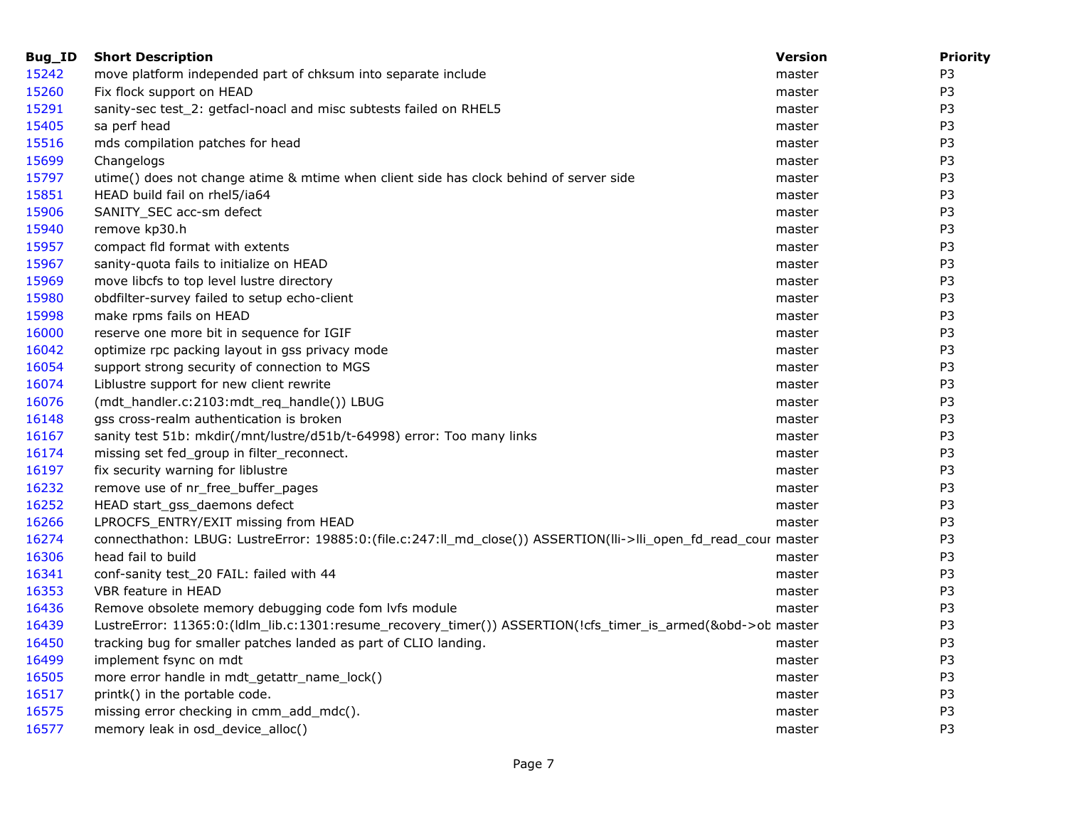| Bug_ID | Short Description | Version | Priority |
|---|---|---|---|
| 15242 | move platform independed part of chksum into separate include | master | P3 |
| 15260 | Fix flock support on HEAD | master | P3 |
| 15291 | sanity-sec test_2: getfacl-noacl and misc subtests failed on RHEL5 | master | P3 |
| 15405 | sa perf head | master | P3 |
| 15516 | mds compilation patches for head | master | P3 |
| 15699 | Changelogs | master | P3 |
| 15797 | utime() does not change atime & mtime when client side has clock behind of server side | master | P3 |
| 15851 | HEAD build fail on rhel5/ia64 | master | P3 |
| 15906 | SANITY_SEC acc-sm defect | master | P3 |
| 15940 | remove kp30.h | master | P3 |
| 15957 | compact fld format with extents | master | P3 |
| 15967 | sanity-quota fails to initialize on HEAD | master | P3 |
| 15969 | move libcfs to top level lustre directory | master | P3 |
| 15980 | obdfilter-survey failed to setup echo-client | master | P3 |
| 15998 | make rpms fails on HEAD | master | P3 |
| 16000 | reserve one more bit in sequence for IGIF | master | P3 |
| 16042 | optimize rpc packing layout in gss privacy mode | master | P3 |
| 16054 | support strong security of connection to MGS | master | P3 |
| 16074 | Liblustre support for new client rewrite | master | P3 |
| 16076 | (mdt_handler.c:2103:mdt_req_handle()) LBUG | master | P3 |
| 16148 | gss cross-realm authentication is broken | master | P3 |
| 16167 | sanity test 51b: mkdir(/mnt/lustre/d51b/t-64998) error: Too many links | master | P3 |
| 16174 | missing set fed_group in filter_reconnect. | master | P3 |
| 16197 | fix security warning for liblustre | master | P3 |
| 16232 | remove use of nr_free_buffer_pages | master | P3 |
| 16252 | HEAD start_gss_daemons defect | master | P3 |
| 16266 | LPROCFS_ENTRY/EXIT missing from HEAD | master | P3 |
| 16274 | connecthathon: LBUG: LustreError: 19885:0:(file.c:247:ll_md_close()) ASSERTION(lli->lli_open_fd_read_cour | master | P3 |
| 16306 | head fail to build | master | P3 |
| 16341 | conf-sanity test_20 FAIL: failed with 44 | master | P3 |
| 16353 | VBR feature in HEAD | master | P3 |
| 16436 | Remove obsolete memory debugging code fom lvfs module | master | P3 |
| 16439 | LustreError: 11365:0:(ldlm_lib.c:1301:resume_recovery_timer()) ASSERTION(!cfs_timer_is_armed(&obd->ob | master | P3 |
| 16450 | tracking bug for smaller patches landed as part of CLIO landing. | master | P3 |
| 16499 | implement fsync on mdt | master | P3 |
| 16505 | more error handle in mdt_getattr_name_lock() | master | P3 |
| 16517 | printk() in the portable code. | master | P3 |
| 16575 | missing error checking in cmm_add_mdc(). | master | P3 |
| 16577 | memory leak in osd_device_alloc() | master | P3 |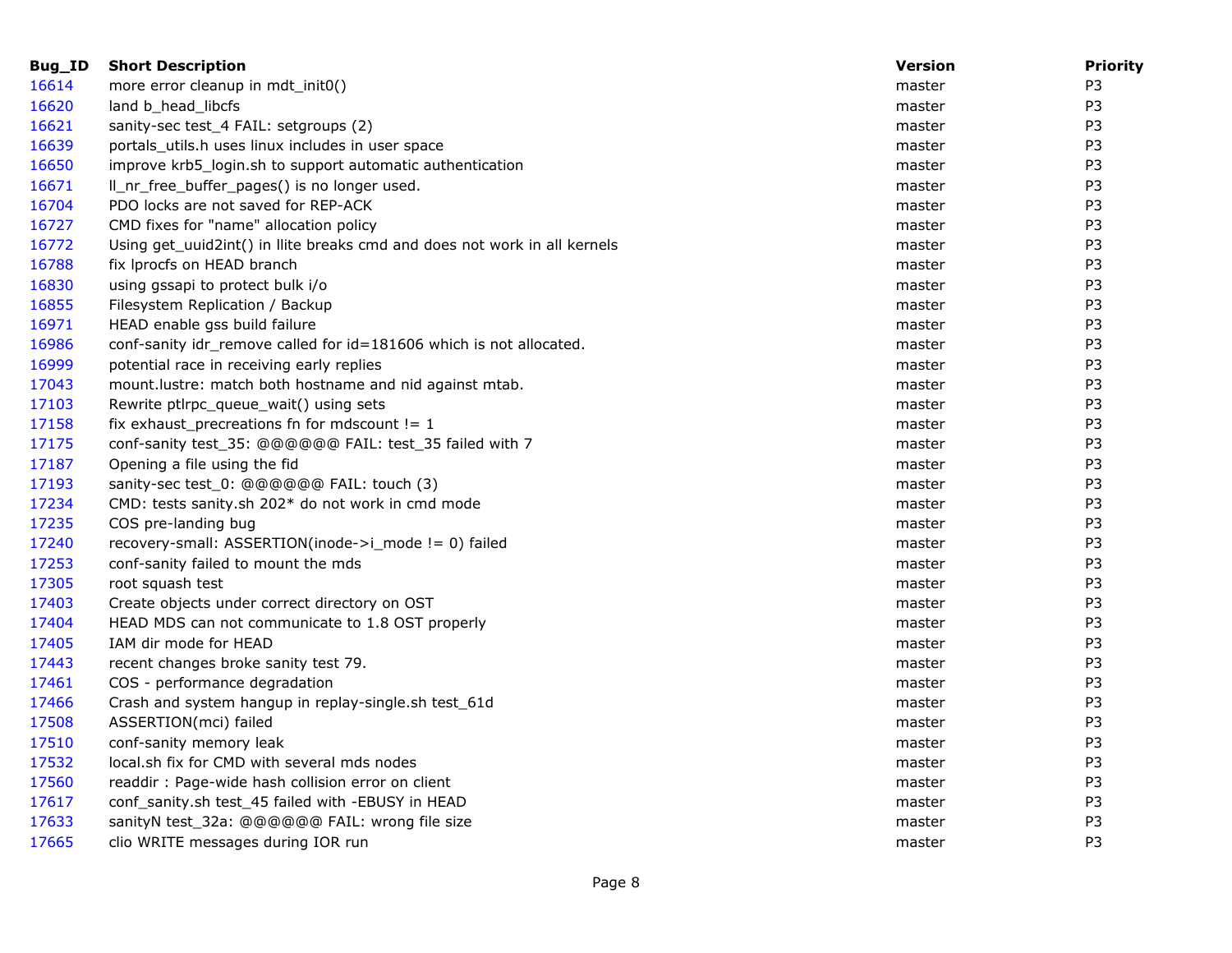| Bug_ID | Short Description | Version | Priority |
|---|---|---|---|
| 16614 | more error cleanup in mdt_init0() | master | P3 |
| 16620 | land b_head_libcfs | master | P3 |
| 16621 | sanity-sec test_4 FAIL: setgroups (2) | master | P3 |
| 16639 | portals_utils.h uses linux includes in user space | master | P3 |
| 16650 | improve krb5_login.sh to support automatic authentication | master | P3 |
| 16671 | ll_nr_free_buffer_pages() is no longer used. | master | P3 |
| 16704 | PDO locks are not saved for REP-ACK | master | P3 |
| 16727 | CMD fixes for "name" allocation policy | master | P3 |
| 16772 | Using get_uuid2int() in llite breaks cmd and does not work in all kernels | master | P3 |
| 16788 | fix lprocfs on HEAD branch | master | P3 |
| 16830 | using gssapi to protect bulk i/o | master | P3 |
| 16855 | Filesystem Replication / Backup | master | P3 |
| 16971 | HEAD enable gss build failure | master | P3 |
| 16986 | conf-sanity idr_remove called for id=181606 which is not allocated. | master | P3 |
| 16999 | potential race in receiving early replies | master | P3 |
| 17043 | mount.lustre: match both hostname and nid against mtab. | master | P3 |
| 17103 | Rewrite ptlrpc_queue_wait() using sets | master | P3 |
| 17158 | fix exhaust_precreations fn for mdscount != 1 | master | P3 |
| 17175 | conf-sanity test_35: @@@@@@ FAIL: test_35 failed with 7 | master | P3 |
| 17187 | Opening a file using the fid | master | P3 |
| 17193 | sanity-sec test_0: @@@@@@ FAIL: touch (3) | master | P3 |
| 17234 | CMD: tests sanity.sh 202* do not work in cmd mode | master | P3 |
| 17235 | COS pre-landing bug | master | P3 |
| 17240 | recovery-small: ASSERTION(inode->i_mode != 0) failed | master | P3 |
| 17253 | conf-sanity failed to mount the mds | master | P3 |
| 17305 | root squash test | master | P3 |
| 17403 | Create objects under correct directory on OST | master | P3 |
| 17404 | HEAD MDS can not communicate to 1.8 OST properly | master | P3 |
| 17405 | IAM dir mode for HEAD | master | P3 |
| 17443 | recent changes broke sanity test 79. | master | P3 |
| 17461 | COS - performance degradation | master | P3 |
| 17466 | Crash and system hangup in replay-single.sh test_61d | master | P3 |
| 17508 | ASSERTION(mci) failed | master | P3 |
| 17510 | conf-sanity memory leak | master | P3 |
| 17532 | local.sh fix for CMD with several mds nodes | master | P3 |
| 17560 | readdir : Page-wide hash collision error on client | master | P3 |
| 17617 | conf_sanity.sh test_45 failed with -EBUSY in HEAD | master | P3 |
| 17633 | sanityN test_32a: @@@@@@ FAIL: wrong file size | master | P3 |
| 17665 | clio WRITE messages during IOR run | master | P3 |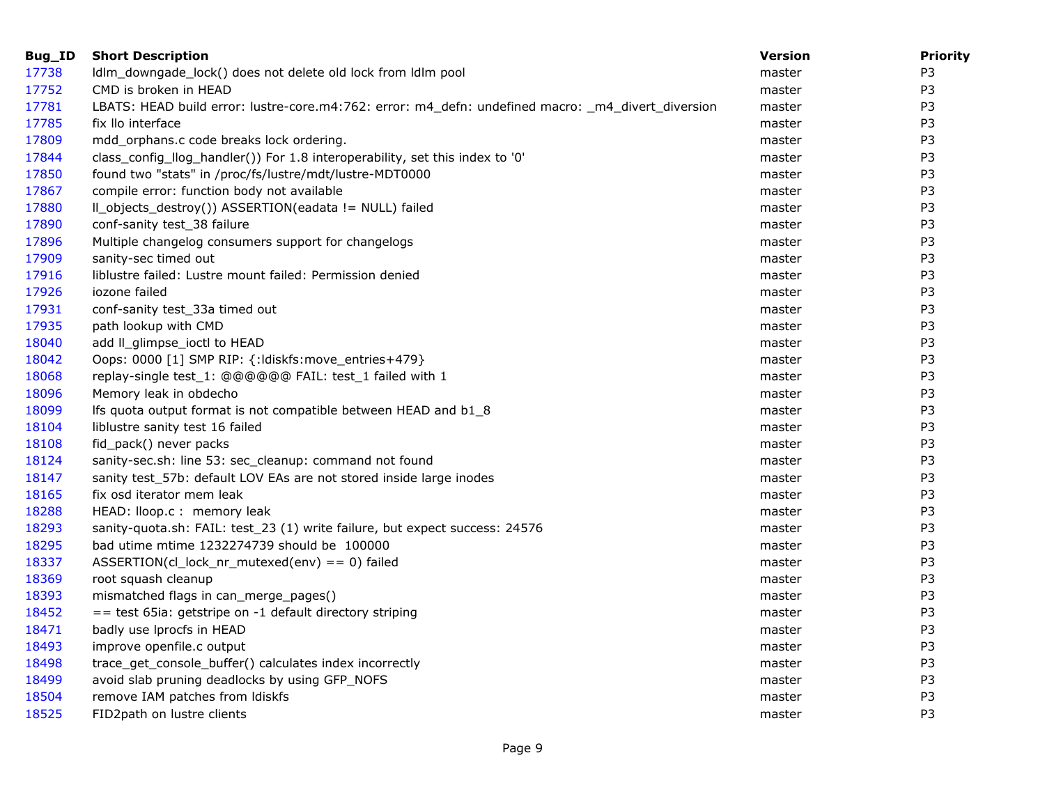| Bug_ID | Short Description | Version | Priority |
|---|---|---|---|
| 17738 | ldlm_downgade_lock() does not delete old lock from ldlm pool | master | P3 |
| 17752 | CMD is broken in HEAD | master | P3 |
| 17781 | LBATS: HEAD build error: lustre-core.m4:762: error: m4_defn: undefined macro: _m4_divert_diversion | master | P3 |
| 17785 | fix llo interface | master | P3 |
| 17809 | mdd_orphans.c code breaks lock ordering. | master | P3 |
| 17844 | class_config_llog_handler()) For 1.8 interoperability, set this index to '0' | master | P3 |
| 17850 | found two "stats" in /proc/fs/lustre/mdt/lustre-MDT0000 | master | P3 |
| 17867 | compile error: function body not available | master | P3 |
| 17880 | ll_objects_destroy()) ASSERTION(eadata != NULL) failed | master | P3 |
| 17890 | conf-sanity test_38 failure | master | P3 |
| 17896 | Multiple changelog consumers support for changelogs | master | P3 |
| 17909 | sanity-sec timed out | master | P3 |
| 17916 | liblustre failed: Lustre mount failed: Permission denied | master | P3 |
| 17926 | iozone failed | master | P3 |
| 17931 | conf-sanity test_33a timed out | master | P3 |
| 17935 | path lookup with CMD | master | P3 |
| 18040 | add ll_glimpse_ioctl to HEAD | master | P3 |
| 18042 | Oops: 0000 [1] SMP RIP: {:ldiskfs:move_entries+479} | master | P3 |
| 18068 | replay-single test_1: @@@@@@ FAIL: test_1 failed with 1 | master | P3 |
| 18096 | Memory leak in obdecho | master | P3 |
| 18099 | lfs quota output format is not compatible between HEAD and b1_8 | master | P3 |
| 18104 | liblustre sanity test 16 failed | master | P3 |
| 18108 | fid_pack() never packs | master | P3 |
| 18124 | sanity-sec.sh: line 53: sec_cleanup: command not found | master | P3 |
| 18147 | sanity test_57b: default LOV EAs are not stored inside large inodes | master | P3 |
| 18165 | fix osd iterator mem leak | master | P3 |
| 18288 | HEAD: lloop.c : memory leak | master | P3 |
| 18293 | sanity-quota.sh: FAIL: test_23 (1) write failure, but expect success: 24576 | master | P3 |
| 18295 | bad utime mtime 1232274739 should be 100000 | master | P3 |
| 18337 | ASSERTION(cl_lock_nr_mutexed(env) == 0) failed | master | P3 |
| 18369 | root squash cleanup | master | P3 |
| 18393 | mismatched flags in can_merge_pages() | master | P3 |
| 18452 | == test 65ia: getstripe on -1 default directory striping | master | P3 |
| 18471 | badly use lprocfs in HEAD | master | P3 |
| 18493 | improve openfile.c output | master | P3 |
| 18498 | trace_get_console_buffer() calculates index incorrectly | master | P3 |
| 18499 | avoid slab pruning deadlocks by using GFP_NOFS | master | P3 |
| 18504 | remove IAM patches from ldiskfs | master | P3 |
| 18525 | FID2path on lustre clients | master | P3 |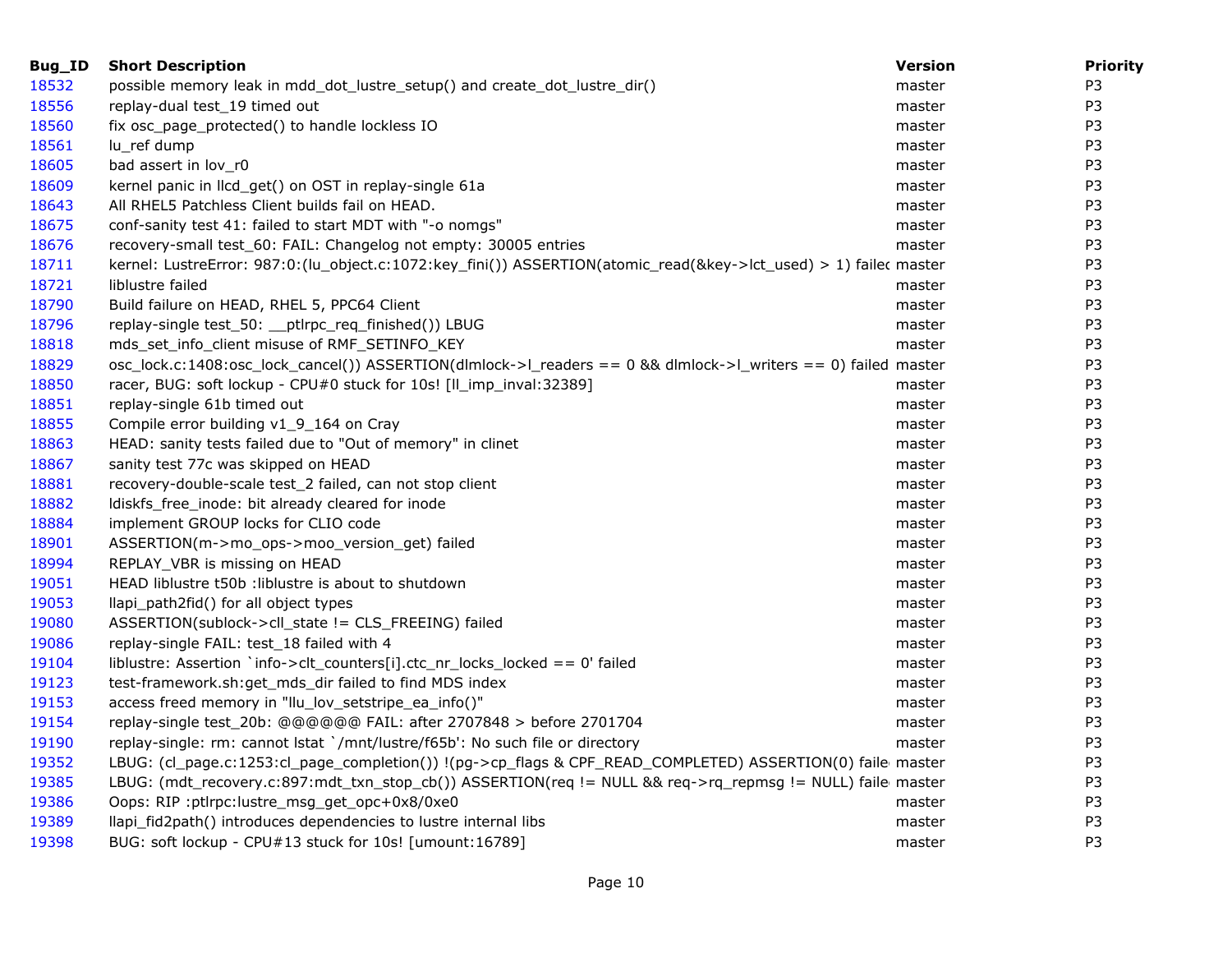| Bug_ID | Short Description | Version | Priority |
|---|---|---|---|
| 18532 | possible memory leak in mdd_dot_lustre_setup() and create_dot_lustre_dir() | master | P3 |
| 18556 | replay-dual test_19 timed out | master | P3 |
| 18560 | fix osc_page_protected() to handle lockless IO | master | P3 |
| 18561 | lu_ref dump | master | P3 |
| 18605 | bad assert in lov_r0 | master | P3 |
| 18609 | kernel panic in llcd_get() on OST in replay-single 61a | master | P3 |
| 18643 | All RHEL5 Patchless Client builds fail on HEAD. | master | P3 |
| 18675 | conf-sanity test 41: failed to start MDT with "-o nomgs" | master | P3 |
| 18676 | recovery-small test_60: FAIL: Changelog not empty: 30005 entries | master | P3 |
| 18711 | kernel: LustreError: 987:0:(lu_object.c:1072:key_fini()) ASSERTION(atomic_read(&key->lct_used) > 1) failec | master | P3 |
| 18721 | liblustre failed | master | P3 |
| 18790 | Build failure on HEAD, RHEL 5, PPC64 Client | master | P3 |
| 18796 | replay-single test_50: __ptlrpc_req_finished()) LBUG | master | P3 |
| 18818 | mds_set_info_client misuse of RMF_SETINFO_KEY | master | P3 |
| 18829 | osc_lock.c:1408:osc_lock_cancel()) ASSERTION(dlmlock->l_readers == 0 && dlmlock->l_writers == 0) failed | master | P3 |
| 18850 | racer, BUG: soft lockup - CPU#0 stuck for 10s! [ll_imp_inval:32389] | master | P3 |
| 18851 | replay-single 61b timed out | master | P3 |
| 18855 | Compile error building v1_9_164 on Cray | master | P3 |
| 18863 | HEAD: sanity tests failed due to "Out of memory" in clinet | master | P3 |
| 18867 | sanity test 77c was skipped on HEAD | master | P3 |
| 18881 | recovery-double-scale test_2 failed, can not stop client | master | P3 |
| 18882 | ldiskfs_free_inode: bit already cleared for inode | master | P3 |
| 18884 | implement GROUP locks for CLIO code | master | P3 |
| 18901 | ASSERTION(m->mo_ops->moo_version_get) failed | master | P3 |
| 18994 | REPLAY_VBR is missing on HEAD | master | P3 |
| 19051 | HEAD liblustre t50b :liblustre is about to shutdown | master | P3 |
| 19053 | llapi_path2fid() for all object types | master | P3 |
| 19080 | ASSERTION(sublock->cll_state != CLS_FREEING) failed | master | P3 |
| 19086 | replay-single FAIL: test_18 failed with 4 | master | P3 |
| 19104 | liblustre: Assertion `info->clt_counters[i].ctc_nr_locks_locked == 0' failed | master | P3 |
| 19123 | test-framework.sh:get_mds_dir failed to find MDS index | master | P3 |
| 19153 | access freed memory in "llu_lov_setstripe_ea_info()" | master | P3 |
| 19154 | replay-single test_20b: @@@@@@ FAIL: after 2707848 > before 2701704 | master | P3 |
| 19190 | replay-single: rm: cannot lstat `/mnt/lustre/f65b': No such file or directory | master | P3 |
| 19352 | LBUG: (cl_page.c:1253:cl_page_completion()) !(pg->cp_flags & CPF_READ_COMPLETED) ASSERTION(0) faile | master | P3 |
| 19385 | LBUG: (mdt_recovery.c:897:mdt_txn_stop_cb()) ASSERTION(req != NULL && req->rq_repmsg != NULL) faile | master | P3 |
| 19386 | Oops: RIP :ptlrpc:lustre_msg_get_opc+0x8/0xe0 | master | P3 |
| 19389 | llapi_fid2path() introduces dependencies to lustre internal libs | master | P3 |
| 19398 | BUG: soft lockup - CPU#13 stuck for 10s! [umount:16789] | master | P3 |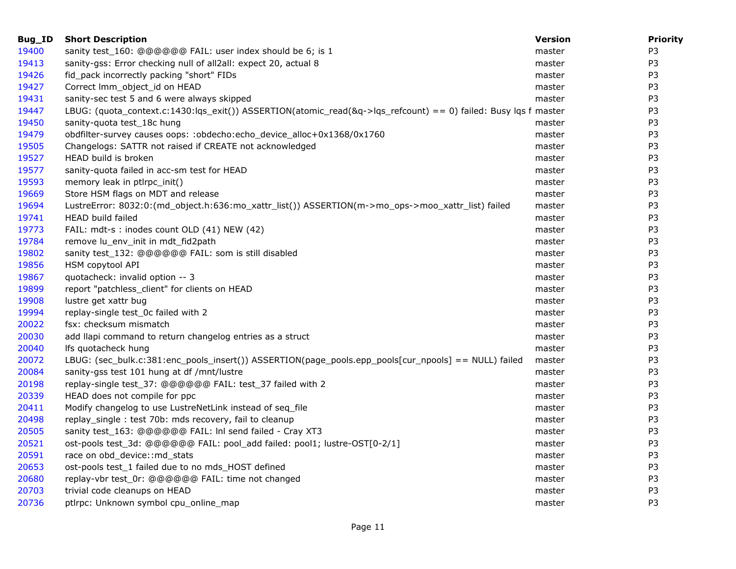| Bug_ID | Short Description | Version | Priority |
| --- | --- | --- | --- |
| 19400 | sanity test_160: @@@@@@ FAIL: user index should be 6; is 1 | master | P3 |
| 19413 | sanity-gss: Error checking null of all2all: expect 20, actual 8 | master | P3 |
| 19426 | fid_pack incorrectly packing "short" FIDs | master | P3 |
| 19427 | Correct lmm_object_id on HEAD | master | P3 |
| 19431 | sanity-sec test 5 and 6 were always skipped | master | P3 |
| 19447 | LBUG: (quota_context.c:1430:lqs_exit()) ASSERTION(atomic_read(&q->lqs_refcount) == 0) failed: Busy lqs f | master | P3 |
| 19450 | sanity-quota test_18c hung | master | P3 |
| 19479 | obdfilter-survey causes oops: :obdecho:echo_device_alloc+0x1368/0x1760 | master | P3 |
| 19505 | Changelogs: SATTR not raised if CREATE not acknowledged | master | P3 |
| 19527 | HEAD build is broken | master | P3 |
| 19577 | sanity-quota failed in acc-sm test for HEAD | master | P3 |
| 19593 | memory leak in ptlrpc_init() | master | P3 |
| 19669 | Store HSM flags on MDT and release | master | P3 |
| 19694 | LustreError: 8032:0:(md_object.h:636:mo_xattr_list()) ASSERTION(m->mo_ops->moo_xattr_list) failed | master | P3 |
| 19741 | HEAD build failed | master | P3 |
| 19773 | FAIL: mdt-s : inodes count OLD (41) NEW (42) | master | P3 |
| 19784 | remove lu_env_init in mdt_fid2path | master | P3 |
| 19802 | sanity test_132: @@@@@@ FAIL: som is still disabled | master | P3 |
| 19856 | HSM copytool API | master | P3 |
| 19867 | quotacheck: invalid option -- 3 | master | P3 |
| 19899 | report "patchless_client" for clients on HEAD | master | P3 |
| 19908 | lustre get xattr bug | master | P3 |
| 19994 | replay-single test_0c failed with 2 | master | P3 |
| 20022 | fsx: checksum mismatch | master | P3 |
| 20030 | add llapi command to return changelog entries as a struct | master | P3 |
| 20040 | lfs quotacheck hung | master | P3 |
| 20072 | LBUG: (sec_bulk.c:381:enc_pools_insert()) ASSERTION(page_pools.epp_pools[cur_npools] == NULL) failed | master | P3 |
| 20084 | sanity-gss test 101 hung at df /mnt/lustre | master | P3 |
| 20198 | replay-single test_37: @@@@@@ FAIL: test_37 failed with 2 | master | P3 |
| 20339 | HEAD does not compile for ppc | master | P3 |
| 20411 | Modify changelog to use LustreNetLink instead of seq_file | master | P3 |
| 20498 | replay_single : test 70b: mds recovery, fail to cleanup | master | P3 |
| 20505 | sanity test_163: @@@@@@ FAIL: lnl send failed - Cray XT3 | master | P3 |
| 20521 | ost-pools test_3d: @@@@@@ FAIL: pool_add failed: pool1; lustre-OST[0-2/1] | master | P3 |
| 20591 | race on obd_device::md_stats | master | P3 |
| 20653 | ost-pools test_1 failed due to no mds_HOST defined | master | P3 |
| 20680 | replay-vbr test_0r: @@@@@@ FAIL: time not changed | master | P3 |
| 20703 | trivial code cleanups on HEAD | master | P3 |
| 20736 | ptlrpc: Unknown symbol cpu_online_map | master | P3 |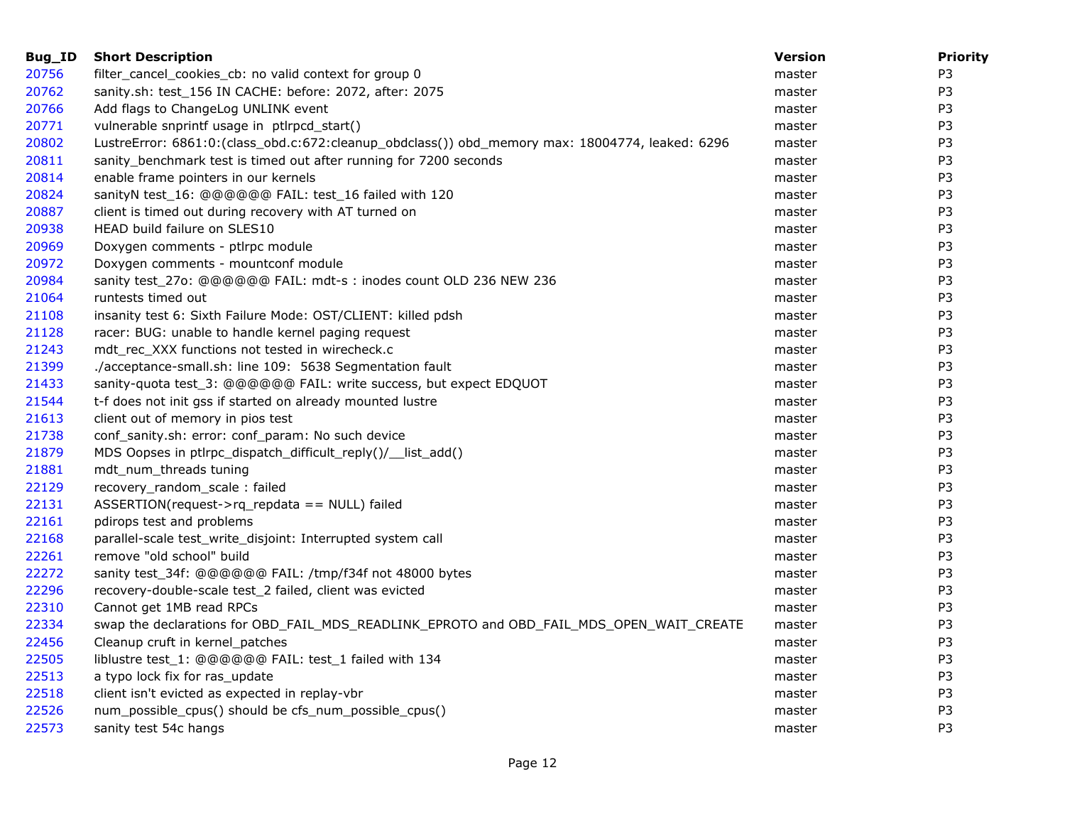| Bug_ID | Short Description | Version | Priority |
|---|---|---|---|
| 20756 | filter_cancel_cookies_cb: no valid context for group 0 | master | P3 |
| 20762 | sanity.sh: test_156 IN CACHE: before: 2072, after: 2075 | master | P3 |
| 20766 | Add flags to ChangeLog UNLINK event | master | P3 |
| 20771 | vulnerable snprintf usage in ptlrpcd_start() | master | P3 |
| 20802 | LustreError: 6861:0:(class_obd.c:672:cleanup_obdclass()) obd_memory max: 18004774, leaked: 6296 | master | P3 |
| 20811 | sanity_benchmark test is timed out after running for 7200 seconds | master | P3 |
| 20814 | enable frame pointers in our kernels | master | P3 |
| 20824 | sanityN test_16: @@@@@@ FAIL: test_16 failed with 120 | master | P3 |
| 20887 | client is timed out during recovery with AT turned on | master | P3 |
| 20938 | HEAD build failure on SLES10 | master | P3 |
| 20969 | Doxygen comments - ptlrpc module | master | P3 |
| 20972 | Doxygen comments - mountconf module | master | P3 |
| 20984 | sanity test_27o: @@@@@@ FAIL: mdt-s : inodes count OLD 236 NEW 236 | master | P3 |
| 21064 | runtests timed out | master | P3 |
| 21108 | insanity test 6: Sixth Failure Mode: OST/CLIENT: killed pdsh | master | P3 |
| 21128 | racer: BUG: unable to handle kernel paging request | master | P3 |
| 21243 | mdt_rec_XXX functions not tested in wirecheck.c | master | P3 |
| 21399 | ./acceptance-small.sh: line 109: 5638 Segmentation fault | master | P3 |
| 21433 | sanity-quota test_3: @@@@@@ FAIL: write success, but expect EDQUOT | master | P3 |
| 21544 | t-f does not init gss if started on already mounted lustre | master | P3 |
| 21613 | client out of memory in pios test | master | P3 |
| 21738 | conf_sanity.sh: error: conf_param: No such device | master | P3 |
| 21879 | MDS Oopses in ptlrpc_dispatch_difficult_reply()/__list_add() | master | P3 |
| 21881 | mdt_num_threads tuning | master | P3 |
| 22129 | recovery_random_scale : failed | master | P3 |
| 22131 | ASSERTION(request->rq_repdata == NULL) failed | master | P3 |
| 22161 | pdirops test and problems | master | P3 |
| 22168 | parallel-scale test_write_disjoint: Interrupted system call | master | P3 |
| 22261 | remove "old school" build | master | P3 |
| 22272 | sanity test_34f: @@@@@@ FAIL: /tmp/f34f not 48000 bytes | master | P3 |
| 22296 | recovery-double-scale test_2 failed, client was evicted | master | P3 |
| 22310 | Cannot get 1MB read RPCs | master | P3 |
| 22334 | swap the declarations for OBD_FAIL_MDS_READLINK_EPROTO and OBD_FAIL_MDS_OPEN_WAIT_CREATE | master | P3 |
| 22456 | Cleanup cruft in kernel_patches | master | P3 |
| 22505 | liblustre test_1: @@@@@@ FAIL: test_1 failed with 134 | master | P3 |
| 22513 | a typo lock fix for ras_update | master | P3 |
| 22518 | client isn't evicted as expected in replay-vbr | master | P3 |
| 22526 | num_possible_cpus() should be cfs_num_possible_cpus() | master | P3 |
| 22573 | sanity test 54c hangs | master | P3 |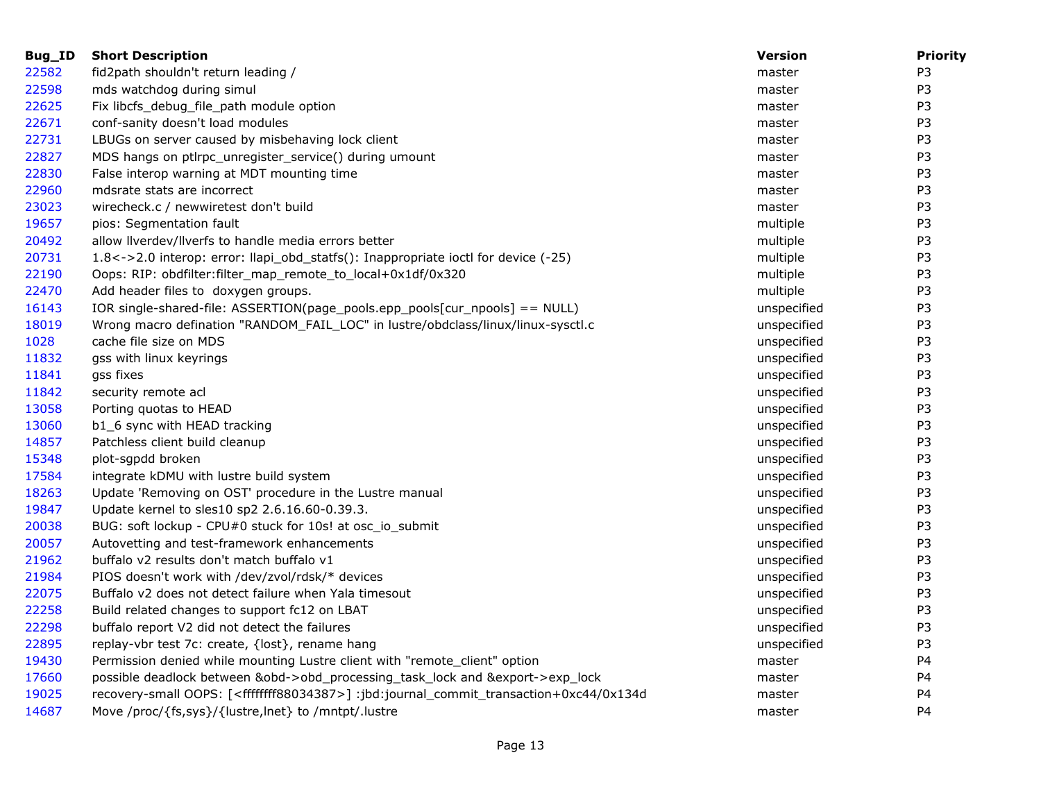| Bug_ID | Short Description | Version | Priority |
|---|---|---|---|
| 22582 | fid2path shouldn't return leading / | master | P3 |
| 22598 | mds watchdog during simul | master | P3 |
| 22625 | Fix libcfs_debug_file_path module option | master | P3 |
| 22671 | conf-sanity doesn't load modules | master | P3 |
| 22731 | LBUGs on server caused by misbehaving lock client | master | P3 |
| 22827 | MDS hangs on ptlrpc_unregister_service() during umount | master | P3 |
| 22830 | False interop warning at MDT mounting time | master | P3 |
| 22960 | mdsrate stats are incorrect | master | P3 |
| 23023 | wirecheck.c / newwiretest don't build | master | P3 |
| 19657 | pios: Segmentation fault | multiple | P3 |
| 20492 | allow llverdev/llverfs to handle media errors better | multiple | P3 |
| 20731 | 1.8<->2.0 interop: error: llapi_obd_statfs(): Inappropriate ioctl for device (-25) | multiple | P3 |
| 22190 | Oops: RIP: obdfilter:filter_map_remote_to_local+0x1df/0x320 | multiple | P3 |
| 22470 | Add header files to doxygen groups. | multiple | P3 |
| 16143 | IOR single-shared-file: ASSERTION(page_pools.epp_pools[cur_npools] == NULL) | unspecified | P3 |
| 18019 | Wrong macro defination "RANDOM_FAIL_LOC" in lustre/obdclass/linux/linux-sysctl.c | unspecified | P3 |
| 1028 | cache file size on MDS | unspecified | P3 |
| 11832 | gss with linux keyrings | unspecified | P3 |
| 11841 | gss fixes | unspecified | P3 |
| 11842 | security remote acl | unspecified | P3 |
| 13058 | Porting quotas to HEAD | unspecified | P3 |
| 13060 | b1_6 sync with HEAD tracking | unspecified | P3 |
| 14857 | Patchless client build cleanup | unspecified | P3 |
| 15348 | plot-sgpdd broken | unspecified | P3 |
| 17584 | integrate kDMU with lustre build system | unspecified | P3 |
| 18263 | Update 'Removing on OST' procedure in the Lustre manual | unspecified | P3 |
| 19847 | Update kernel to sles10 sp2 2.6.16.60-0.39.3. | unspecified | P3 |
| 20038 | BUG: soft lockup - CPU#0 stuck for 10s! at osc_io_submit | unspecified | P3 |
| 20057 | Autovetting and test-framework enhancements | unspecified | P3 |
| 21962 | buffalo v2 results don't match buffalo v1 | unspecified | P3 |
| 21984 | PIOS doesn't work with /dev/zvol/rdsk/* devices | unspecified | P3 |
| 22075 | Buffalo v2 does not detect failure when Yala timesout | unspecified | P3 |
| 22258 | Build related changes to support fc12 on LBAT | unspecified | P3 |
| 22298 | buffalo report V2 did not detect the failures | unspecified | P3 |
| 22895 | replay-vbr test 7c: create, {lost}, rename hang | unspecified | P3 |
| 19430 | Permission denied while mounting Lustre client with "remote_client" option | master | P4 |
| 17660 | possible deadlock between &obd->obd_processing_task_lock and &export->exp_lock | master | P4 |
| 19025 | recovery-small OOPS: [<ffffffff88034387>] :jbd:journal_commit_transaction+0xc44/0x134d | master | P4 |
| 14687 | Move /proc/{fs,sys}/{lustre,lnet} to /mntpt/.lustre | master | P4 |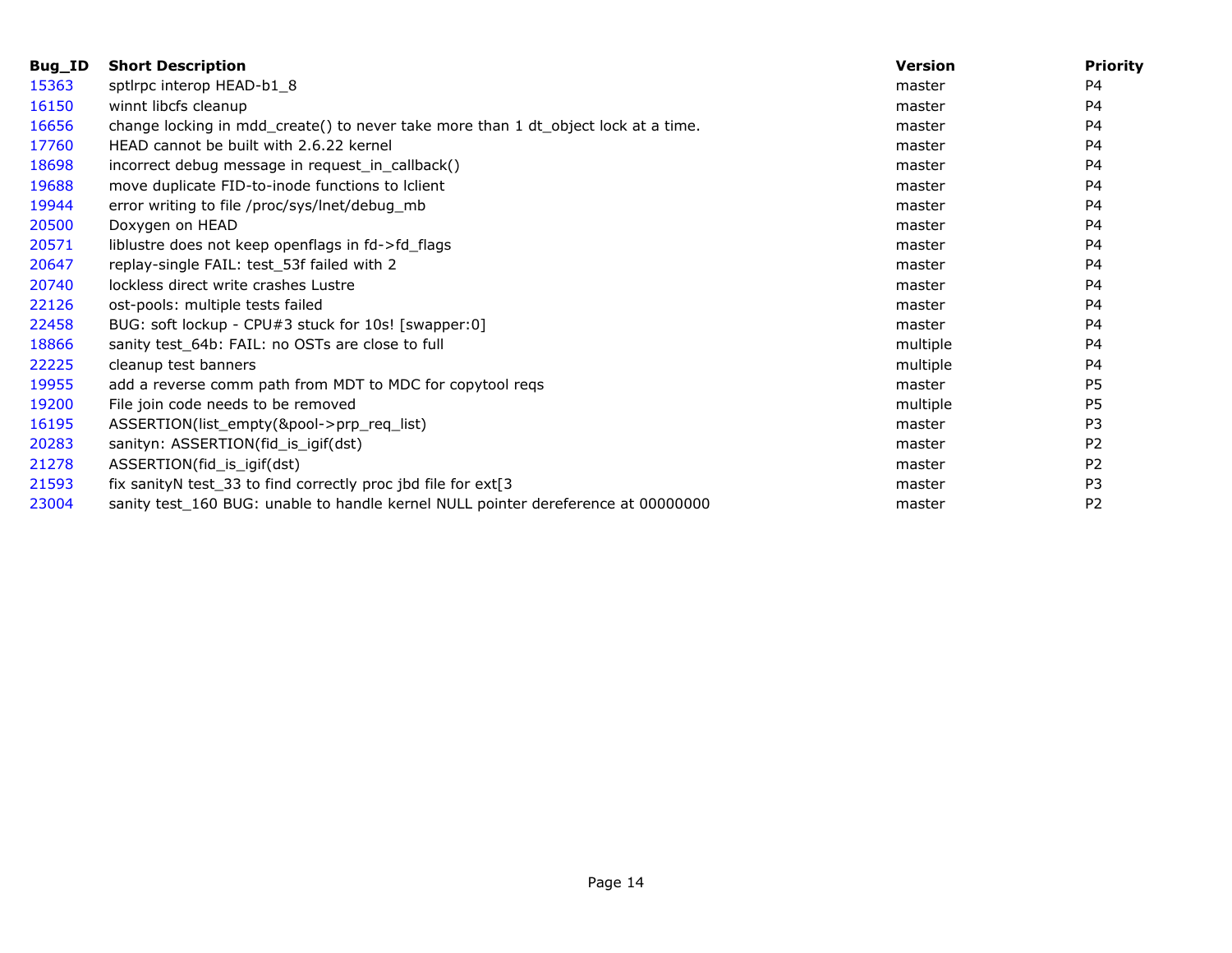| Bug_ID | Short Description | Version | Priority |
|---|---|---|---|
| 15363 | sptlrpc interop HEAD-b1_8 | master | P4 |
| 16150 | winnt libcfs cleanup | master | P4 |
| 16656 | change locking in mdd_create() to never take more than 1 dt_object lock at a time. | master | P4 |
| 17760 | HEAD cannot be built with 2.6.22 kernel | master | P4 |
| 18698 | incorrect debug message in request_in_callback() | master | P4 |
| 19688 | move duplicate FID-to-inode functions to lclient | master | P4 |
| 19944 | error writing to file /proc/sys/lnet/debug_mb | master | P4 |
| 20500 | Doxygen on HEAD | master | P4 |
| 20571 | liblustre does not keep openflags in fd->fd_flags | master | P4 |
| 20647 | replay-single FAIL: test_53f failed with 2 | master | P4 |
| 20740 | lockless direct write crashes Lustre | master | P4 |
| 22126 | ost-pools: multiple tests failed | master | P4 |
| 22458 | BUG: soft lockup - CPU#3 stuck for 10s! [swapper:0] | master | P4 |
| 18866 | sanity test_64b: FAIL: no OSTs are close to full | multiple | P4 |
| 22225 | cleanup test banners | multiple | P4 |
| 19955 | add a reverse comm path from MDT to MDC for copytool reqs | master | P5 |
| 19200 | File join code needs to be removed | multiple | P5 |
| 16195 | ASSERTION(list_empty(&pool->prp_req_list) | master | P3 |
| 20283 | sanityn: ASSERTION(fid_is_igif(dst) | master | P2 |
| 21278 | ASSERTION(fid_is_igif(dst) | master | P2 |
| 21593 | fix sanityN test_33 to find correctly proc jbd file for ext[3 | master | P3 |
| 23004 | sanity test_160 BUG: unable to handle kernel NULL pointer dereference at 00000000 | master | P2 |